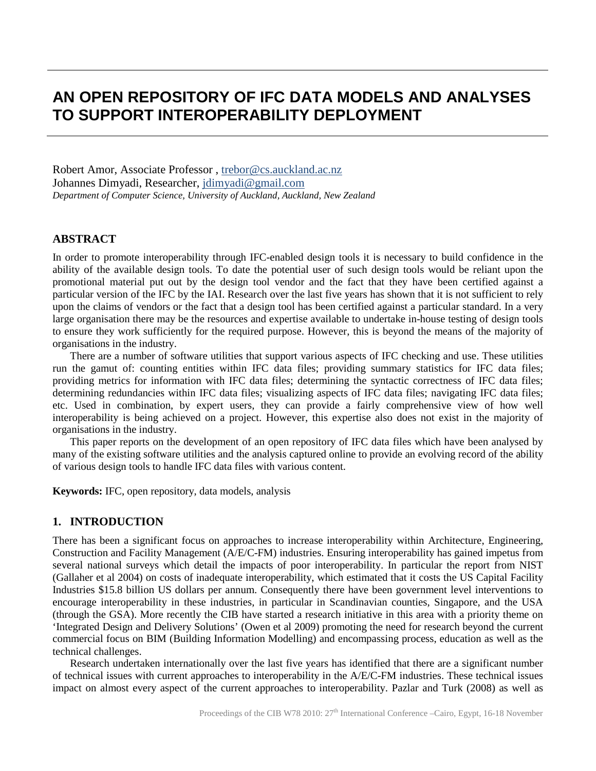# AN OPEN REPOSITORY OF IFC DATA MODELS AND ANALYSES TO SUPPORT INTEROPERABILITY DEPLOYMENT

Robert Amor, Associate Professor , trebor@cs.auckland.ac.nz
Johannes Dimyadi, Researcher, jdimyadi@gmail.com
*Department of Computer Science, University of Auckland, Auckland, New Zealand*

## ABSTRACT

In order to promote interoperability through IFC-enabled design tools it is necessary to build confidence in the ability of the available design tools. To date the potential user of such design tools would be reliant upon the promotional material put out by the design tool vendor and the fact that they have been certified against a particular version of the IFC by the IAI. Research over the last five years has shown that it is not sufficient to rely upon the claims of vendors or the fact that a design tool has been certified against a particular standard. In a very large organisation there may be the resources and expertise available to undertake in-house testing of design tools to ensure they work sufficiently for the required purpose. However, this is beyond the means of the majority of organisations in the industry.

There are a number of software utilities that support various aspects of IFC checking and use. These utilities run the gamut of: counting entities within IFC data files; providing summary statistics for IFC data files; providing metrics for information with IFC data files; determining the syntactic correctness of IFC data files; determining redundancies within IFC data files; visualizing aspects of IFC data files; navigating IFC data files; etc. Used in combination, by expert users, they can provide a fairly comprehensive view of how well interoperability is being achieved on a project. However, this expertise also does not exist in the majority of organisations in the industry.

This paper reports on the development of an open repository of IFC data files which have been analysed by many of the existing software utilities and the analysis captured online to provide an evolving record of the ability of various design tools to handle IFC data files with various content.

**Keywords:** IFC, open repository, data models, analysis

## 1. INTRODUCTION

There has been a significant focus on approaches to increase interoperability within Architecture, Engineering, Construction and Facility Management (A/E/C-FM) industries. Ensuring interoperability has gained impetus from several national surveys which detail the impacts of poor interoperability. In particular the report from NIST (Gallaher et al 2004) on costs of inadequate interoperability, which estimated that it costs the US Capital Facility Industries $15.8 billion US dollars per annum. Consequently there have been government level interventions to encourage interoperability in these industries, in particular in Scandinavian counties, Singapore, and the USA (through the GSA). More recently the CIB have started a research initiative in this area with a priority theme on 'Integrated Design and Delivery Solutions' (Owen et al 2009) promoting the need for research beyond the current commercial focus on BIM (Building Information Modelling) and encompassing process, education as well as the technical challenges.

Research undertaken internationally over the last five years has identified that there are a significant number of technical issues with current approaches to interoperability in the A/E/C-FM industries. These technical issues impact on almost every aspect of the current approaches to interoperability. Pazlar and Turk (2008) as well as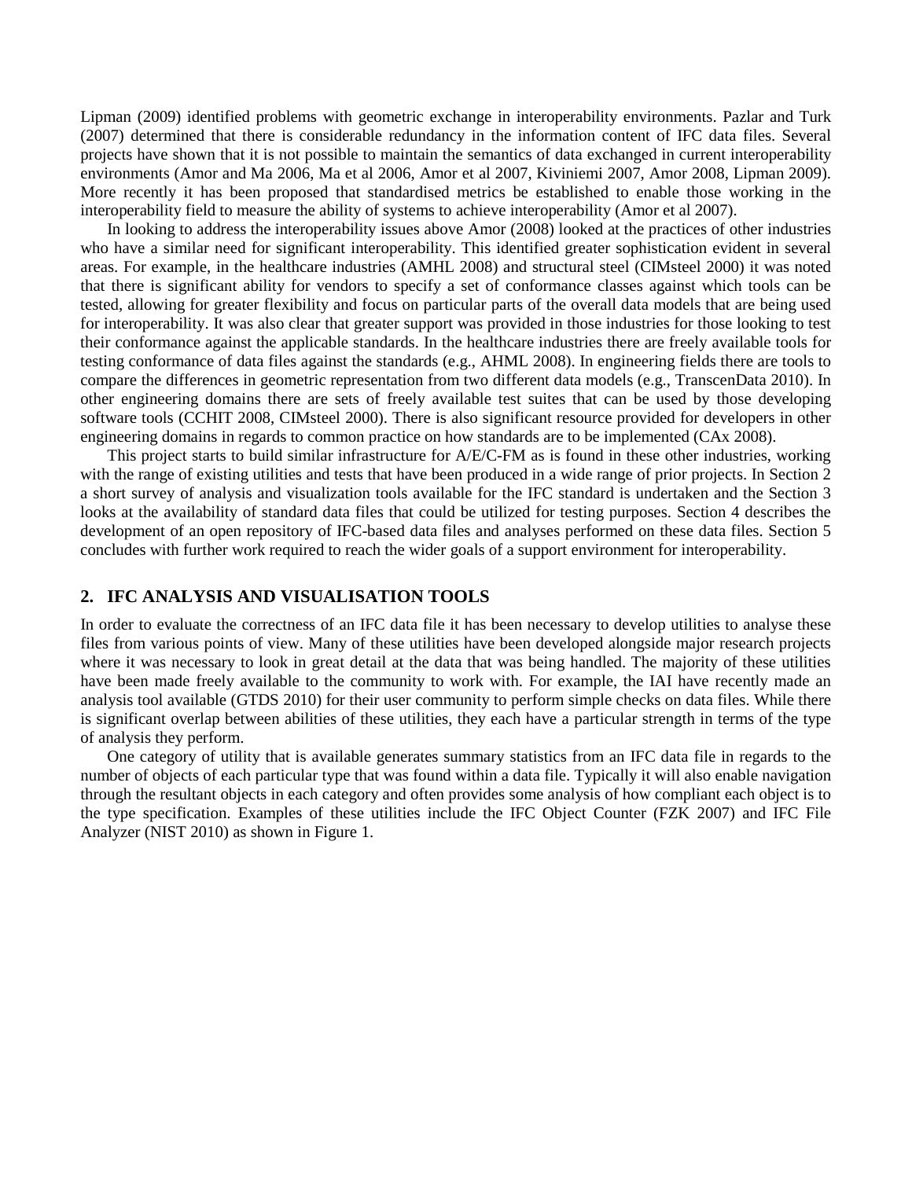Lipman (2009) identified problems with geometric exchange in interoperability environments. Pazlar and Turk (2007) determined that there is considerable redundancy in the information content of IFC data files. Several projects have shown that it is not possible to maintain the semantics of data exchanged in current interoperability environments (Amor and Ma 2006, Ma et al 2006, Amor et al 2007, Kiviniemi 2007, Amor 2008, Lipman 2009). More recently it has been proposed that standardised metrics be established to enable those working in the interoperability field to measure the ability of systems to achieve interoperability (Amor et al 2007).

In looking to address the interoperability issues above Amor (2008) looked at the practices of other industries who have a similar need for significant interoperability. This identified greater sophistication evident in several areas. For example, in the healthcare industries (AMHL 2008) and structural steel (CIMsteel 2000) it was noted that there is significant ability for vendors to specify a set of conformance classes against which tools can be tested, allowing for greater flexibility and focus on particular parts of the overall data models that are being used for interoperability. It was also clear that greater support was provided in those industries for those looking to test their conformance against the applicable standards. In the healthcare industries there are freely available tools for testing conformance of data files against the standards (e.g., AHML 2008). In engineering fields there are tools to compare the differences in geometric representation from two different data models (e.g., TranscenData 2010). In other engineering domains there are sets of freely available test suites that can be used by those developing software tools (CCHIT 2008, CIMsteel 2000). There is also significant resource provided for developers in other engineering domains in regards to common practice on how standards are to be implemented (CAx 2008).

This project starts to build similar infrastructure for A/E/C-FM as is found in these other industries, working with the range of existing utilities and tests that have been produced in a wide range of prior projects. In Section 2 a short survey of analysis and visualization tools available for the IFC standard is undertaken and the Section 3 looks at the availability of standard data files that could be utilized for testing purposes. Section 4 describes the development of an open repository of IFC-based data files and analyses performed on these data files. Section 5 concludes with further work required to reach the wider goals of a support environment for interoperability.

## 2. IFC ANALYSIS AND VISUALISATION TOOLS

In order to evaluate the correctness of an IFC data file it has been necessary to develop utilities to analyse these files from various points of view. Many of these utilities have been developed alongside major research projects where it was necessary to look in great detail at the data that was being handled. The majority of these utilities have been made freely available to the community to work with. For example, the IAI have recently made an analysis tool available (GTDS 2010) for their user community to perform simple checks on data files. While there is significant overlap between abilities of these utilities, they each have a particular strength in terms of the type of analysis they perform.

One category of utility that is available generates summary statistics from an IFC data file in regards to the number of objects of each particular type that was found within a data file. Typically it will also enable navigation through the resultant objects in each category and often provides some analysis of how compliant each object is to the type specification. Examples of these utilities include the IFC Object Counter (FZK 2007) and IFC File Analyzer (NIST 2010) as shown in Figure 1.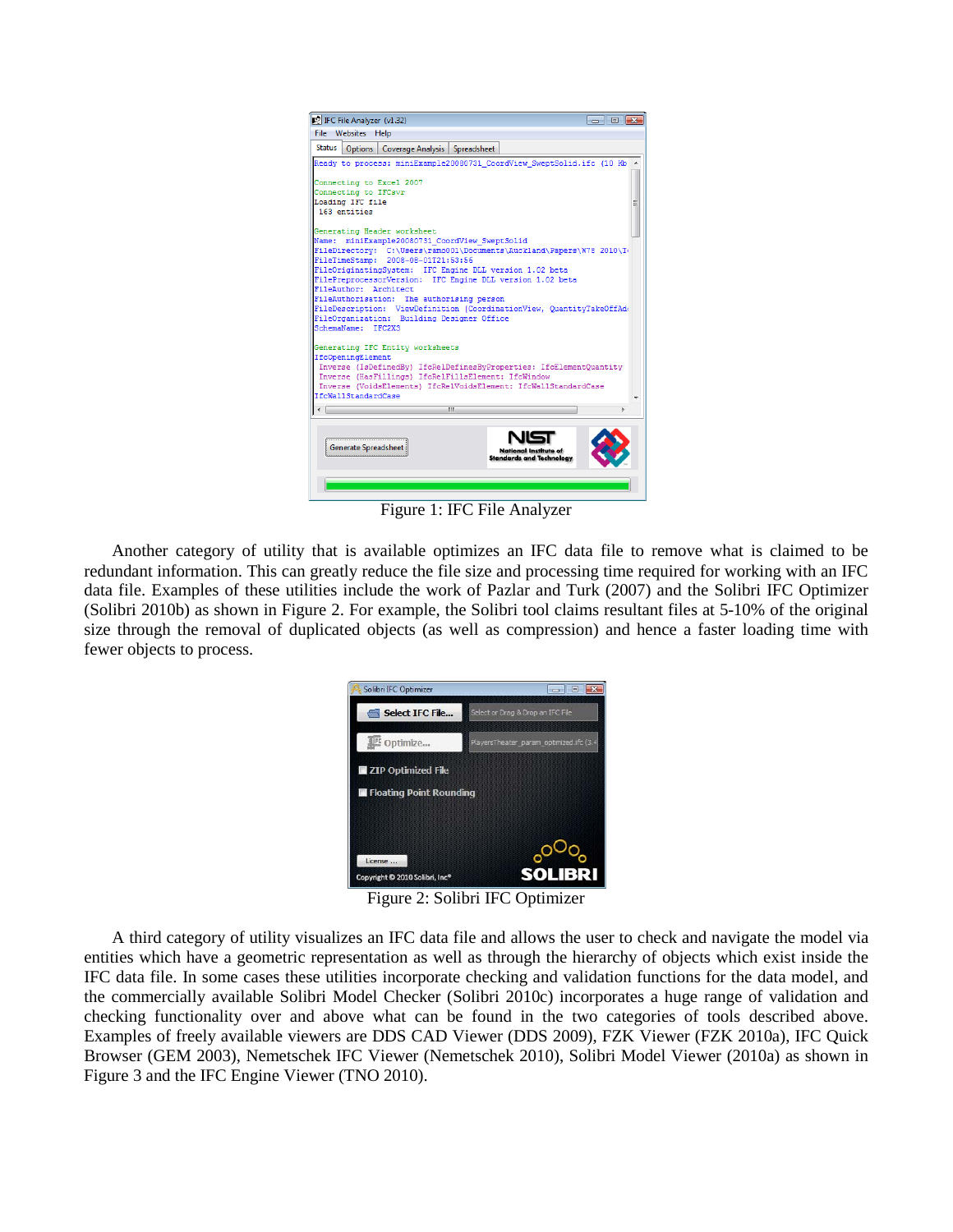Figure 1: IFC File Analyzer

Another category of utility that is available optimizes an IFC data file to remove what is claimed to be redundant information. This can greatly reduce the file size and processing time required for working with an IFC data file. Examples of these utilities include the work of Pazlar and Turk (2007) and the Solibri IFC Optimizer (Solibri 2010b) as shown in Figure 2. For example, the Solibri tool claims resultant files at 5-10% of the original size through the removal of duplicated objects (as well as compression) and hence a faster loading time with fewer objects to process.

Figure 2: Solibri IFC Optimizer

A third category of utility visualizes an IFC data file and allows the user to check and navigate the model via entities which have a geometric representation as well as through the hierarchy of objects which exist inside the IFC data file. In some cases these utilities incorporate checking and validation functions for the data model, and the commercially available Solibri Model Checker (Solibri 2010c) incorporates a huge range of validation and checking functionality over and above what can be found in the two categories of tools described above. Examples of freely available viewers are DDS CAD Viewer (DDS 2009), FZK Viewer (FZK 2010a), IFC Quick Browser (GEM 2003), Nemetschek IFC Viewer (Nemetschek 2010), Solibri Model Viewer (2010a) as shown in Figure 3 and the IFC Engine Viewer (TNO 2010).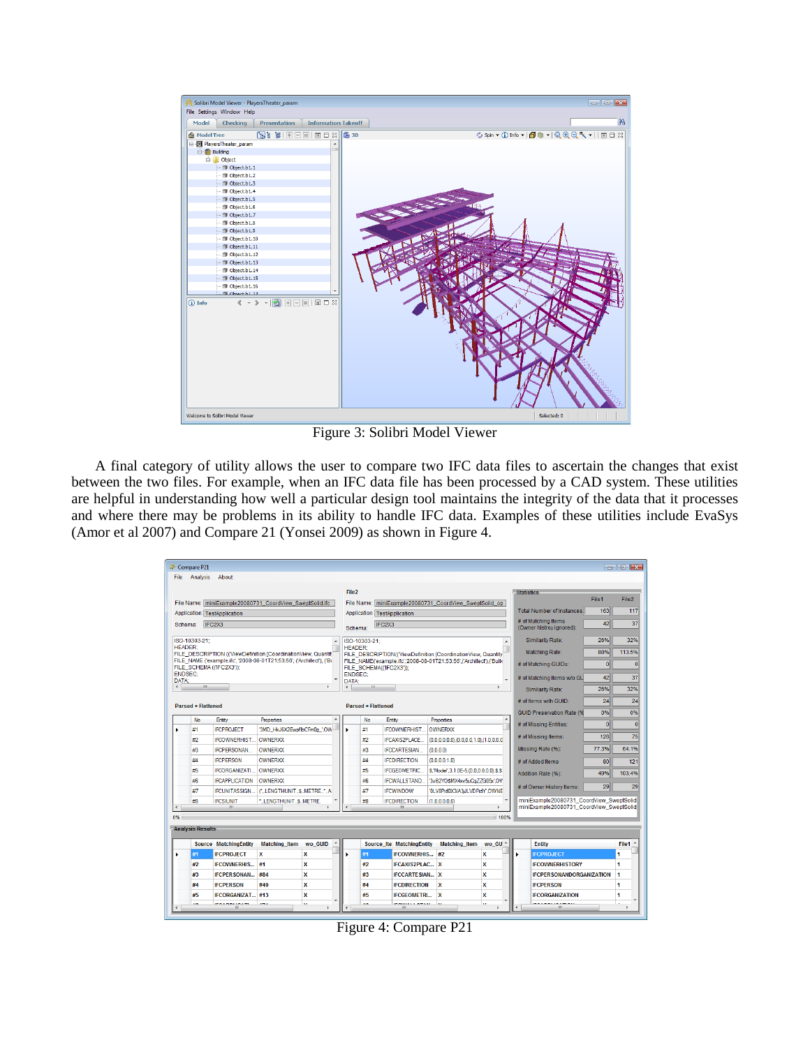Figure 3: Solibri Model Viewer

A final category of utility allows the user to compare two IFC data files to ascertain the changes that exist between the two files. For example, when an IFC data file has been processed by a CAD system. These utilities are helpful in understanding how well a particular design tool maintains the integrity of the data that it processes and where there may be problems in its ability to handle IFC data. Examples of these utilities include EvaSys (Amor et al 2007) and Compare 21 (Yonsei 2009) as shown in Figure 4.

Figure 4: Compare P21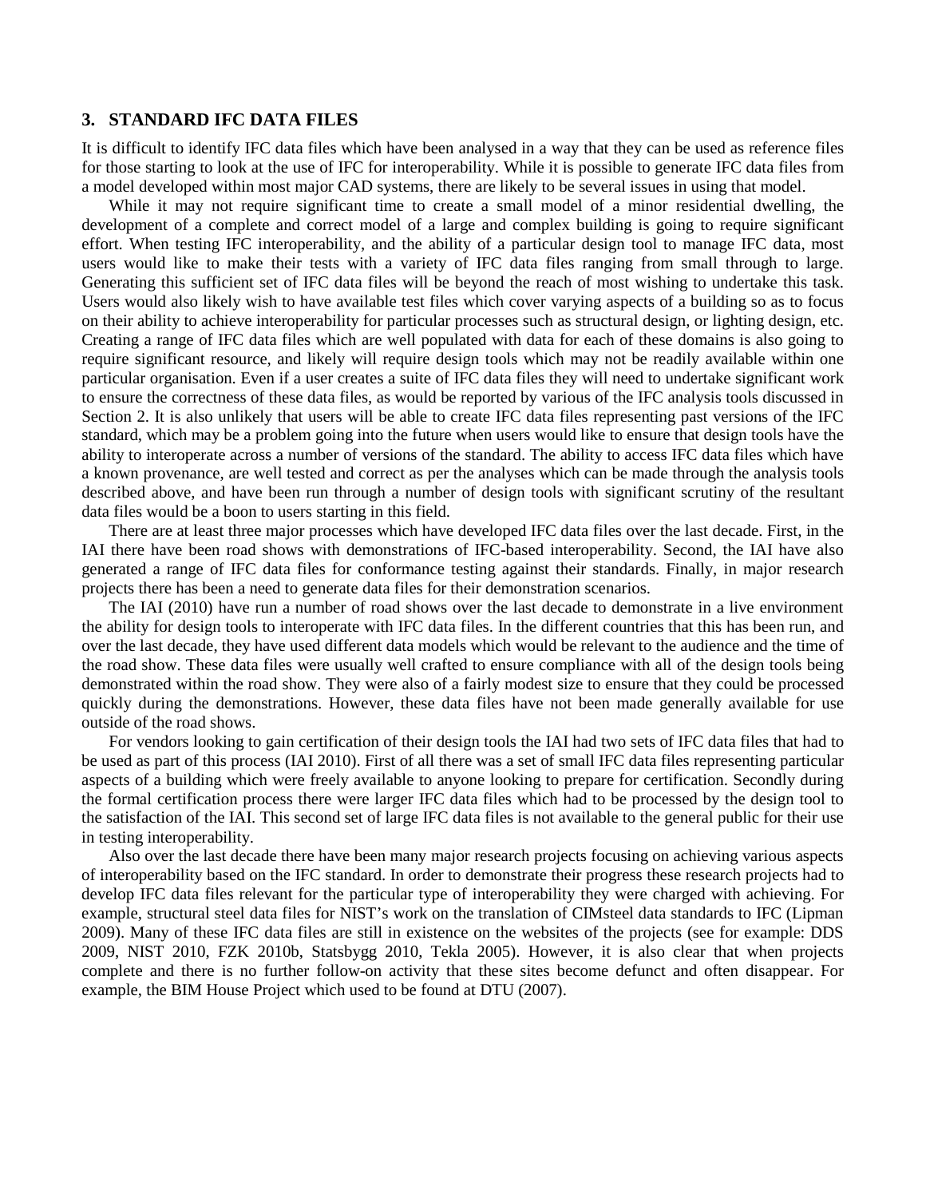## 3. STANDARD IFC DATA FILES

It is difficult to identify IFC data files which have been analysed in a way that they can be used as reference files for those starting to look at the use of IFC for interoperability. While it is possible to generate IFC data files from a model developed within most major CAD systems, there are likely to be several issues in using that model.

While it may not require significant time to create a small model of a minor residential dwelling, the development of a complete and correct model of a large and complex building is going to require significant effort. When testing IFC interoperability, and the ability of a particular design tool to manage IFC data, most users would like to make their tests with a variety of IFC data files ranging from small through to large. Generating this sufficient set of IFC data files will be beyond the reach of most wishing to undertake this task. Users would also likely wish to have available test files which cover varying aspects of a building so as to focus on their ability to achieve interoperability for particular processes such as structural design, or lighting design, etc. Creating a range of IFC data files which are well populated with data for each of these domains is also going to require significant resource, and likely will require design tools which may not be readily available within one particular organisation. Even if a user creates a suite of IFC data files they will need to undertake significant work to ensure the correctness of these data files, as would be reported by various of the IFC analysis tools discussed in Section 2. It is also unlikely that users will be able to create IFC data files representing past versions of the IFC standard, which may be a problem going into the future when users would like to ensure that design tools have the ability to interoperate across a number of versions of the standard. The ability to access IFC data files which have a known provenance, are well tested and correct as per the analyses which can be made through the analysis tools described above, and have been run through a number of design tools with significant scrutiny of the resultant data files would be a boon to users starting in this field.

There are at least three major processes which have developed IFC data files over the last decade. First, in the IAI there have been road shows with demonstrations of IFC-based interoperability. Second, the IAI have also generated a range of IFC data files for conformance testing against their standards. Finally, in major research projects there has been a need to generate data files for their demonstration scenarios.

The IAI (2010) have run a number of road shows over the last decade to demonstrate in a live environment the ability for design tools to interoperate with IFC data files. In the different countries that this has been run, and over the last decade, they have used different data models which would be relevant to the audience and the time of the road show. These data files were usually well crafted to ensure compliance with all of the design tools being demonstrated within the road show. They were also of a fairly modest size to ensure that they could be processed quickly during the demonstrations. However, these data files have not been made generally available for use outside of the road shows.

For vendors looking to gain certification of their design tools the IAI had two sets of IFC data files that had to be used as part of this process (IAI 2010). First of all there was a set of small IFC data files representing particular aspects of a building which were freely available to anyone looking to prepare for certification. Secondly during the formal certification process there were larger IFC data files which had to be processed by the design tool to the satisfaction of the IAI. This second set of large IFC data files is not available to the general public for their use in testing interoperability.

Also over the last decade there have been many major research projects focusing on achieving various aspects of interoperability based on the IFC standard. In order to demonstrate their progress these research projects had to develop IFC data files relevant for the particular type of interoperability they were charged with achieving. For example, structural steel data files for NIST's work on the translation of CIMsteel data standards to IFC (Lipman 2009). Many of these IFC data files are still in existence on the websites of the projects (see for example: DDS 2009, NIST 2010, FZK 2010b, Statsbygg 2010, Tekla 2005). However, it is also clear that when projects complete and there is no further follow-on activity that these sites become defunct and often disappear. For example, the BIM House Project which used to be found at DTU (2007).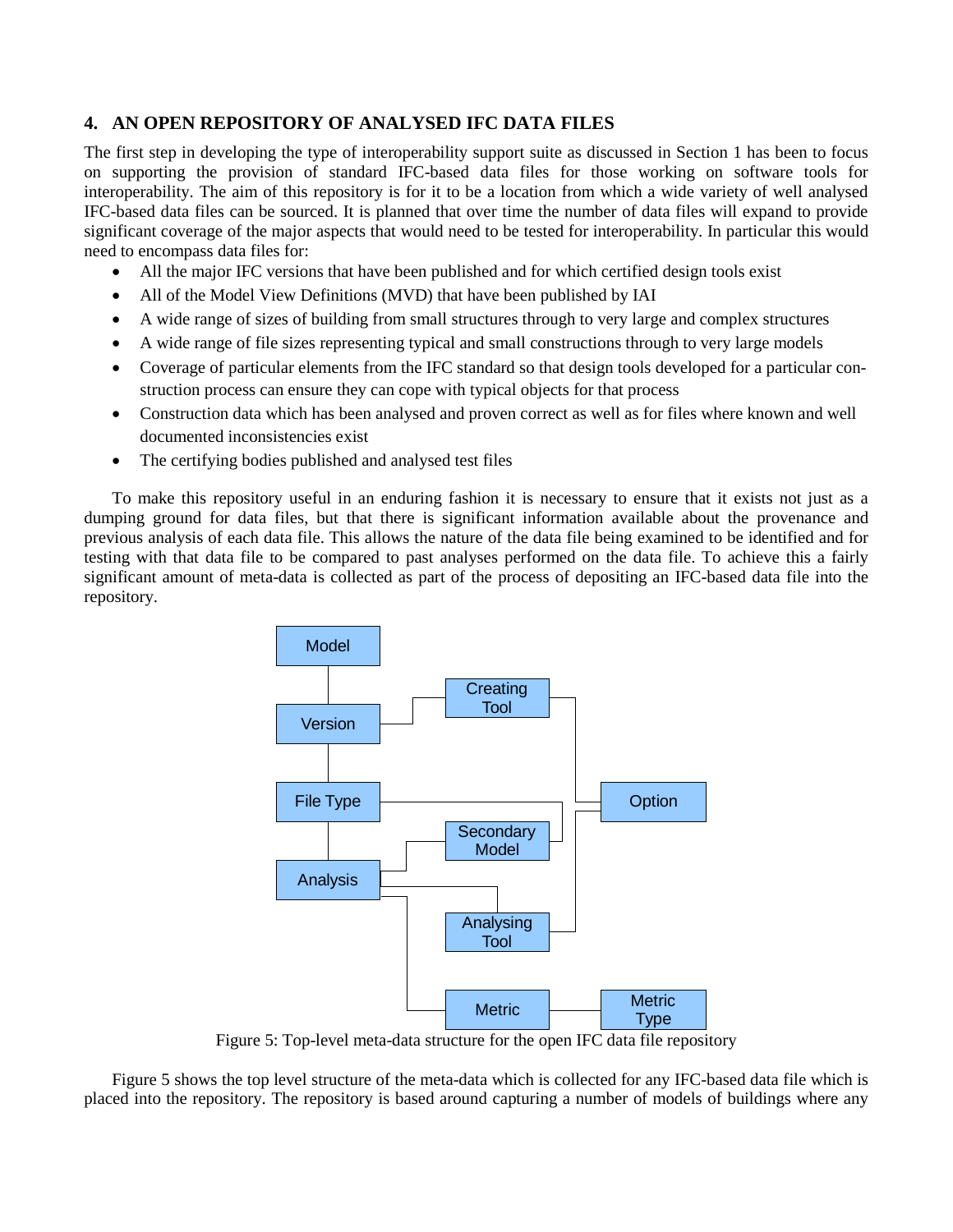## 4. AN OPEN REPOSITORY OF ANALYSED IFC DATA FILES

The first step in developing the type of interoperability support suite as discussed in Section 1 has been to focus on supporting the provision of standard IFC-based data files for those working on software tools for interoperability. The aim of this repository is for it to be a location from which a wide variety of well analysed IFC-based data files can be sourced. It is planned that over time the number of data files will expand to provide significant coverage of the major aspects that would need to be tested for interoperability. In particular this would need to encompass data files for:

- All the major IFC versions that have been published and for which certified design tools exist
- All of the Model View Definitions (MVD) that have been published by IAI
- A wide range of sizes of building from small structures through to very large and complex structures
- A wide range of file sizes representing typical and small constructions through to very large models
- Coverage of particular elements from the IFC standard so that design tools developed for a particular construction process can ensure they can cope with typical objects for that process
- Construction data which has been analysed and proven correct as well as for files where known and well documented inconsistencies exist
- The certifying bodies published and analysed test files

To make this repository useful in an enduring fashion it is necessary to ensure that it exists not just as a dumping ground for data files, but that there is significant information available about the provenance and previous analysis of each data file. This allows the nature of the data file being examined to be identified and for testing with that data file to be compared to past analyses performed on the data file. To achieve this a fairly significant amount of meta-data is collected as part of the process of depositing an IFC-based data file into the repository.

Figure 5: Top-level meta-data structure for the open IFC data file repository

Figure 5 shows the top level structure of the meta-data which is collected for any IFC-based data file which is placed into the repository. The repository is based around capturing a number of models of buildings where any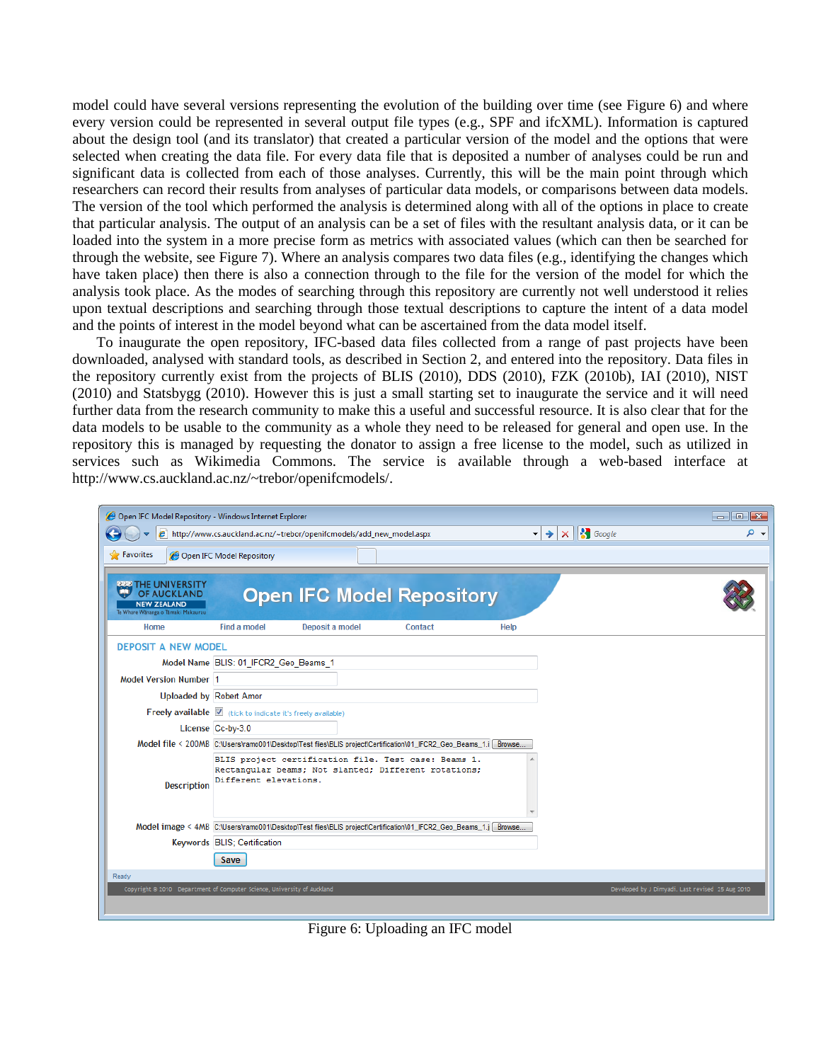model could have several versions representing the evolution of the building over time (see Figure 6) and where every version could be represented in several output file types (e.g., SPF and ifcXML). Information is captured about the design tool (and its translator) that created a particular version of the model and the options that were selected when creating the data file. For every data file that is deposited a number of analyses could be run and significant data is collected from each of those analyses. Currently, this will be the main point through which researchers can record their results from analyses of particular data models, or comparisons between data models. The version of the tool which performed the analysis is determined along with all of the options in place to create that particular analysis. The output of an analysis can be a set of files with the resultant analysis data, or it can be loaded into the system in a more precise form as metrics with associated values (which can then be searched for through the website, see Figure 7). Where an analysis compares two data files (e.g., identifying the changes which have taken place) then there is also a connection through to the file for the version of the model for which the analysis took place. As the modes of searching through this repository are currently not well understood it relies upon textual descriptions and searching through those textual descriptions to capture the intent of a data model and the points of interest in the model beyond what can be ascertained from the data model itself.

To inaugurate the open repository, IFC-based data files collected from a range of past projects have been downloaded, analysed with standard tools, as described in Section 2, and entered into the repository. Data files in the repository currently exist from the projects of BLIS (2010), DDS (2010), FZK (2010b), IAI (2010), NIST (2010) and Statsbygg (2010). However this is just a small starting set to inaugurate the service and it will need further data from the research community to make this a useful and successful resource. It is also clear that for the data models to be usable to the community as a whole they need to be released for general and open use. In the repository this is managed by requesting the donator to assign a free license to the model, such as utilized in services such as Wikimedia Commons. The service is available through a web-based interface at http://www.cs.auckland.ac.nz/~trebor/openifcmodels/.

Figure 6: Uploading an IFC model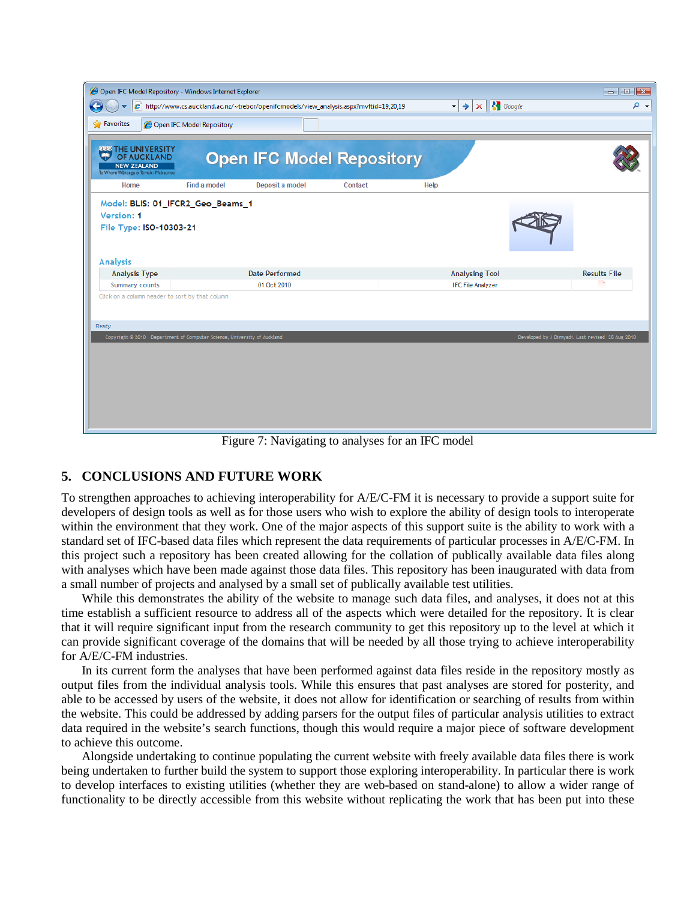Figure 7: Navigating to analyses for an IFC model

## 5. CONCLUSIONS AND FUTURE WORK

To strengthen approaches to achieving interoperability for A/E/C-FM it is necessary to provide a support suite for developers of design tools as well as for those users who wish to explore the ability of design tools to interoperate within the environment that they work. One of the major aspects of this support suite is the ability to work with a standard set of IFC-based data files which represent the data requirements of particular processes in A/E/C-FM. In this project such a repository has been created allowing for the collation of publically available data files along with analyses which have been made against those data files. This repository has been inaugurated with data from a small number of projects and analysed by a small set of publically available test utilities.

While this demonstrates the ability of the website to manage such data files, and analyses, it does not at this time establish a sufficient resource to address all of the aspects which were detailed for the repository. It is clear that it will require significant input from the research community to get this repository up to the level at which it can provide significant coverage of the domains that will be needed by all those trying to achieve interoperability for A/E/C-FM industries.

In its current form the analyses that have been performed against data files reside in the repository mostly as output files from the individual analysis tools. While this ensures that past analyses are stored for posterity, and able to be accessed by users of the website, it does not allow for identification or searching of results from within the website. This could be addressed by adding parsers for the output files of particular analysis utilities to extract data required in the website's search functions, though this would require a major piece of software development to achieve this outcome.

Alongside undertaking to continue populating the current website with freely available data files there is work being undertaken to further build the system to support those exploring interoperability. In particular there is work to develop interfaces to existing utilities (whether they are web-based on stand-alone) to allow a wider range of functionality to be directly accessible from this website without replicating the work that has been put into these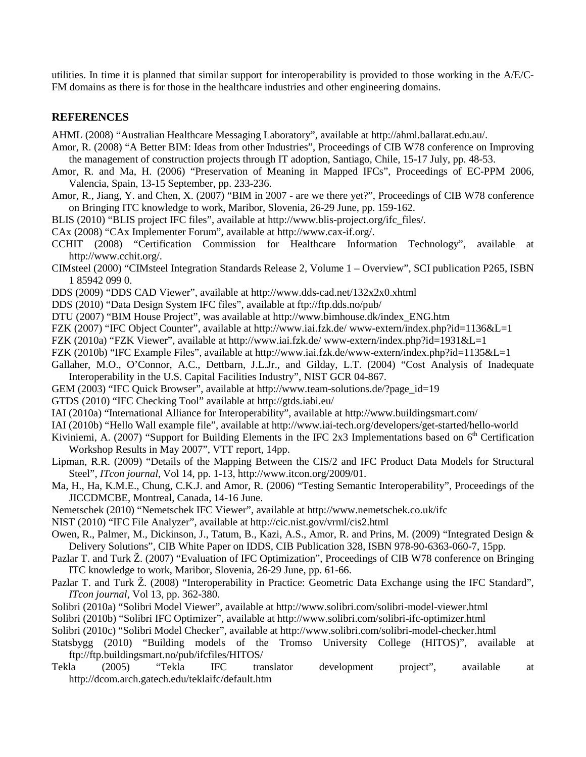utilities. In time it is planned that similar support for interoperability is provided to those working in the A/E/C-FM domains as there is for those in the healthcare industries and other engineering domains.

## REFERENCES

AHML (2008) "Australian Healthcare Messaging Laboratory", available at http://ahml.ballarat.edu.au/.

Amor, R. (2008) "A Better BIM: Ideas from other Industries", Proceedings of CIB W78 conference on Improving the management of construction projects through IT adoption, Santiago, Chile, 15-17 July, pp. 48-53.

Amor, R. and Ma, H. (2006) "Preservation of Meaning in Mapped IFCs", Proceedings of EC-PPM 2006, Valencia, Spain, 13-15 September, pp. 233-236.

Amor, R., Jiang, Y. and Chen, X. (2007) "BIM in 2007 - are we there yet?", Proceedings of CIB W78 conference on Bringing ITC knowledge to work, Maribor, Slovenia, 26-29 June, pp. 159-162.

BLIS (2010) "BLIS project IFC files", available at http://www.blis-project.org/ifc_files/.

CAx (2008) "CAx Implementer Forum", available at http://www.cax-if.org/.

CCHIT (2008) "Certification Commission for Healthcare Information Technology", available at http://www.cchit.org/.

CIMsteel (2000) "CIMsteel Integration Standards Release 2, Volume 1 – Overview", SCI publication P265, ISBN 1 85942 099 0.

DDS (2009) "DDS CAD Viewer", available at http://www.dds-cad.net/132x2x0.xhtml

DDS (2010) "Data Design System IFC files", available at ftp://ftp.dds.no/pub/

DTU (2007) "BIM House Project", was available at http://www.bimhouse.dk/index_ENG.htm

FZK (2007) "IFC Object Counter", available at http://www.iai.fzk.de/ www-extern/index.php?id=1136&L=1

FZK (2010a) "FZK Viewer", available at http://www.iai.fzk.de/ www-extern/index.php?id=1931&L=1

FZK (2010b) "IFC Example Files", available at http://www.iai.fzk.de/www-extern/index.php?id=1135&L=1

Gallaher, M.O., O'Connor, A.C., Dettbarn, J.L.Jr., and Gilday, L.T. (2004) "Cost Analysis of Inadequate Interoperability in the U.S. Capital Facilities Industry", NIST GCR 04-867.

GEM (2003) "IFC Quick Browser", available at http://www.team-solutions.de/?page_id=19

GTDS (2010) "IFC Checking Tool" available at http://gtds.iabi.eu/

IAI (2010a) "International Alliance for Interoperability", available at http://www.buildingsmart.com/

IAI (2010b) "Hello Wall example file", available at http://www.iai-tech.org/developers/get-started/hello-world

Kiviniemi, A. (2007) "Support for Building Elements in the IFC 2x3 Implementations based on 6th Certification Workshop Results in May 2007", VTT report, 14pp.

Lipman, R.R. (2009) "Details of the Mapping Between the CIS/2 and IFC Product Data Models for Structural Steel", *ITcon journal*, Vol 14, pp. 1-13, http://www.itcon.org/2009/01.

Ma, H., Ha, K.M.E., Chung, C.K.J. and Amor, R. (2006) "Testing Semantic Interoperability", Proceedings of the JICCDMCBE, Montreal, Canada, 14-16 June.

Nemetschek (2010) "Nemetschek IFC Viewer", available at http://www.nemetschek.co.uk/ifc

NIST (2010) "IFC File Analyzer", available at http://cic.nist.gov/vrml/cis2.html

Owen, R., Palmer, M., Dickinson, J., Tatum, B., Kazi, A.S., Amor, R. and Prins, M. (2009) "Integrated Design & Delivery Solutions", CIB White Paper on IDDS, CIB Publication 328, ISBN 978-90-6363-060-7, 15pp.

Pazlar T. and Turk Ž. (2007) "Evaluation of IFC Optimization", Proceedings of CIB W78 conference on Bringing ITC knowledge to work, Maribor, Slovenia, 26-29 June, pp. 61-66.

Pazlar T. and Turk Ž. (2008) "Interoperability in Practice: Geometric Data Exchange using the IFC Standard", *ITcon journal*, Vol 13, pp. 362-380.

Solibri (2010a) "Solibri Model Viewer", available at http://www.solibri.com/solibri-model-viewer.html

Solibri (2010b) "Solibri IFC Optimizer", available at http://www.solibri.com/solibri-ifc-optimizer.html

Solibri (2010c) "Solibri Model Checker", available at http://www.solibri.com/solibri-model-checker.html

Statsbygg (2010) "Building models of the Tromso University College (HITOS)", available at ftp://ftp.buildingsmart.no/pub/ifcfiles/HITOS/

Tekla (2005) "Tekla IFC translator development project", available at http://dcom.arch.gatech.edu/teklaifc/default.htm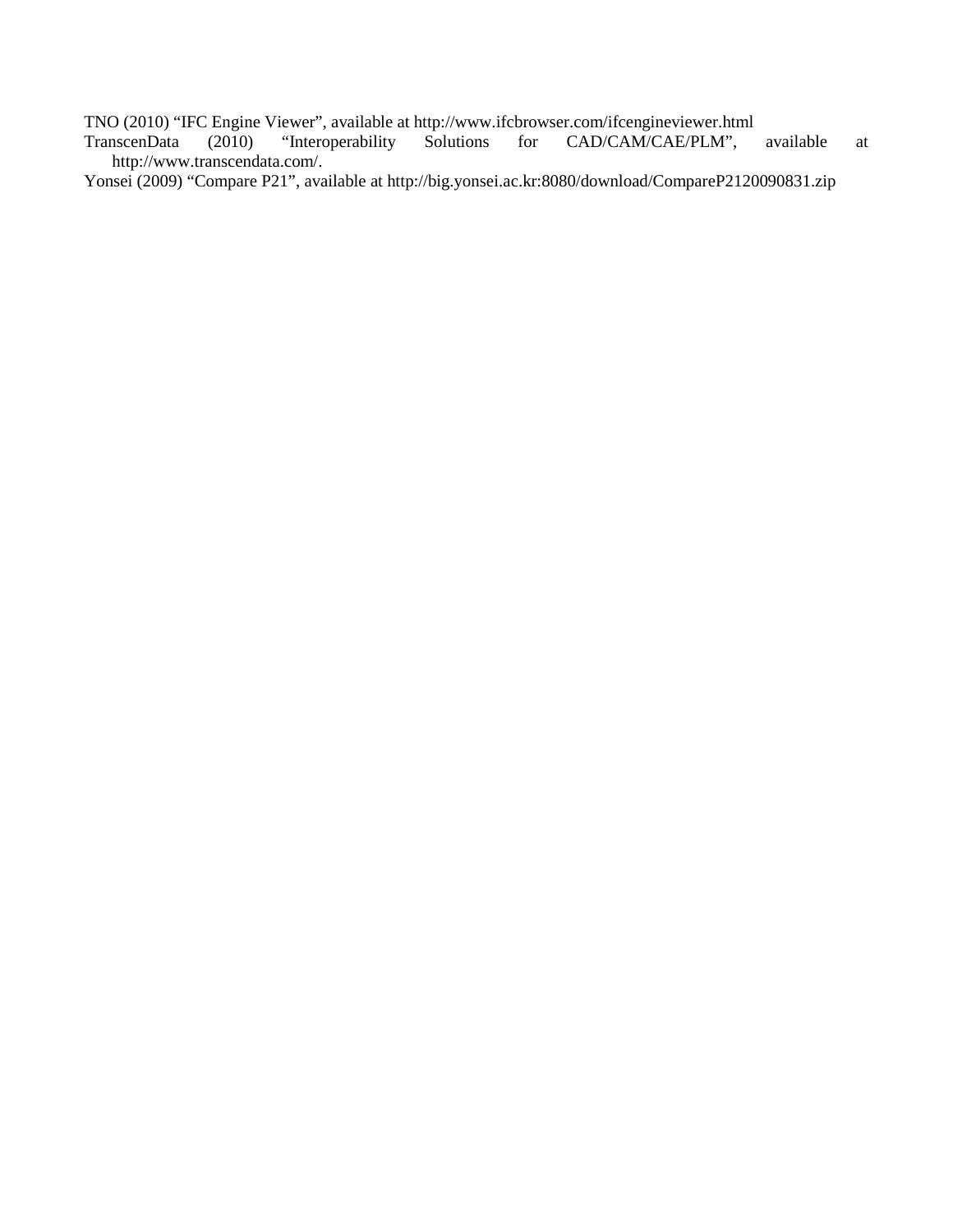TNO (2010) “IFC Engine Viewer”, available at http://www.ifcbrowser.com/ifcengineviewer.html

TranscenData (2010) “Interoperability Solutions for CAD/CAM/CAE/PLM”, available at http://www.transcendata.com/.

Yonsei (2009) “Compare P21”, available at http://big.yonsei.ac.kr:8080/download/CompareP2120090831.zip